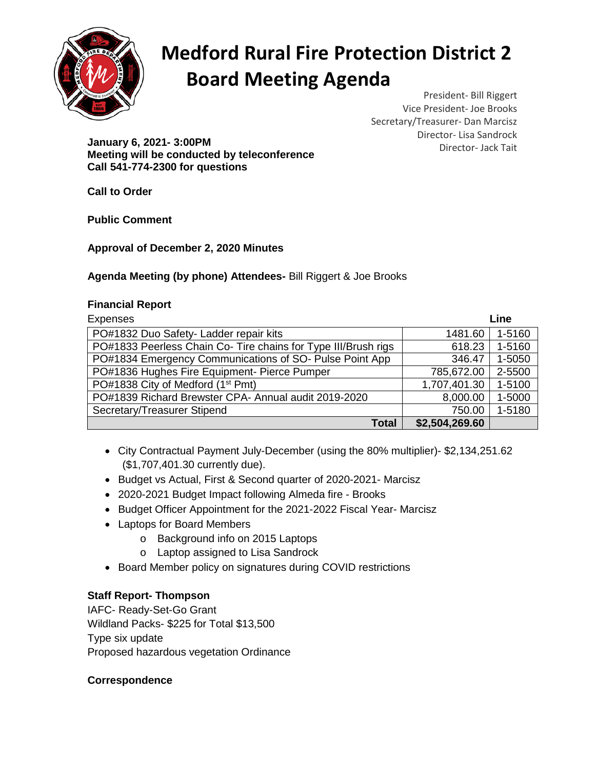# Medford Rural Fire Protection District 2

# Board Meeting Agenda

President- Bill Riggert
Vice President- Joe Brooks
Secretary/Treasurer- Dan Marcisz
Director- Lisa Sandrock
Director- Jack Tait

**January 6, 2021- 3:00PM**
**Meeting will be conducted by teleconference**
**Call 541-774-2300 for questions**

**Call to Order**

**Public Comment**

**Approval of December 2, 2020 Minutes**

**Agenda Meeting (by phone) Attendees-** Bill Riggert & Joe Brooks

**Financial Report**

| Expenses | | **Line** |
|---|---|---|
| PO#1832 Duo Safety- Ladder repair kits | 1481.60 | 1-5160 |
| PO#1833 Peerless Chain Co- Tire chains for Type III/Brush rigs | 618.23 | 1-5160 |
| PO#1834 Emergency Communications of SO- Pulse Point App | 346.47 | 1-5050 |
| PO#1836 Hughes Fire Equipment- Pierce Pumper | 785,672.00 | 2-5500 |
| PO#1838 City of Medford (1st Pmt) | 1,707,401.30 | 1-5100 |
| PO#1839 Richard Brewster CPA- Annual audit 2019-2020 | 8,000.00 | 1-5000 |
| Secretary/Treasurer Stipend | 750.00 | 1-5180 |
| **Total** | **$2,504,269.60** | |

- City Contractual Payment July-December (using the 80% multiplier)- $2,134,251.62 ($1,707,401.30 currently due).
- Budget vs Actual, First & Second quarter of 2020-2021- Marcisz
- 2020-2021 Budget Impact following Almeda fire - Brooks
- Budget Officer Appointment for the 2021-2022 Fiscal Year- Marcisz
- Laptops for Board Members
  - Background info on 2015 Laptops
  - Laptop assigned to Lisa Sandrock
- Board Member policy on signatures during COVID restrictions

**Staff Report- Thompson**

IAFC- Ready-Set-Go Grant
Wildland Packs- $225 for Total $13,500
Type six update
Proposed hazardous vegetation Ordinance

**Correspondence**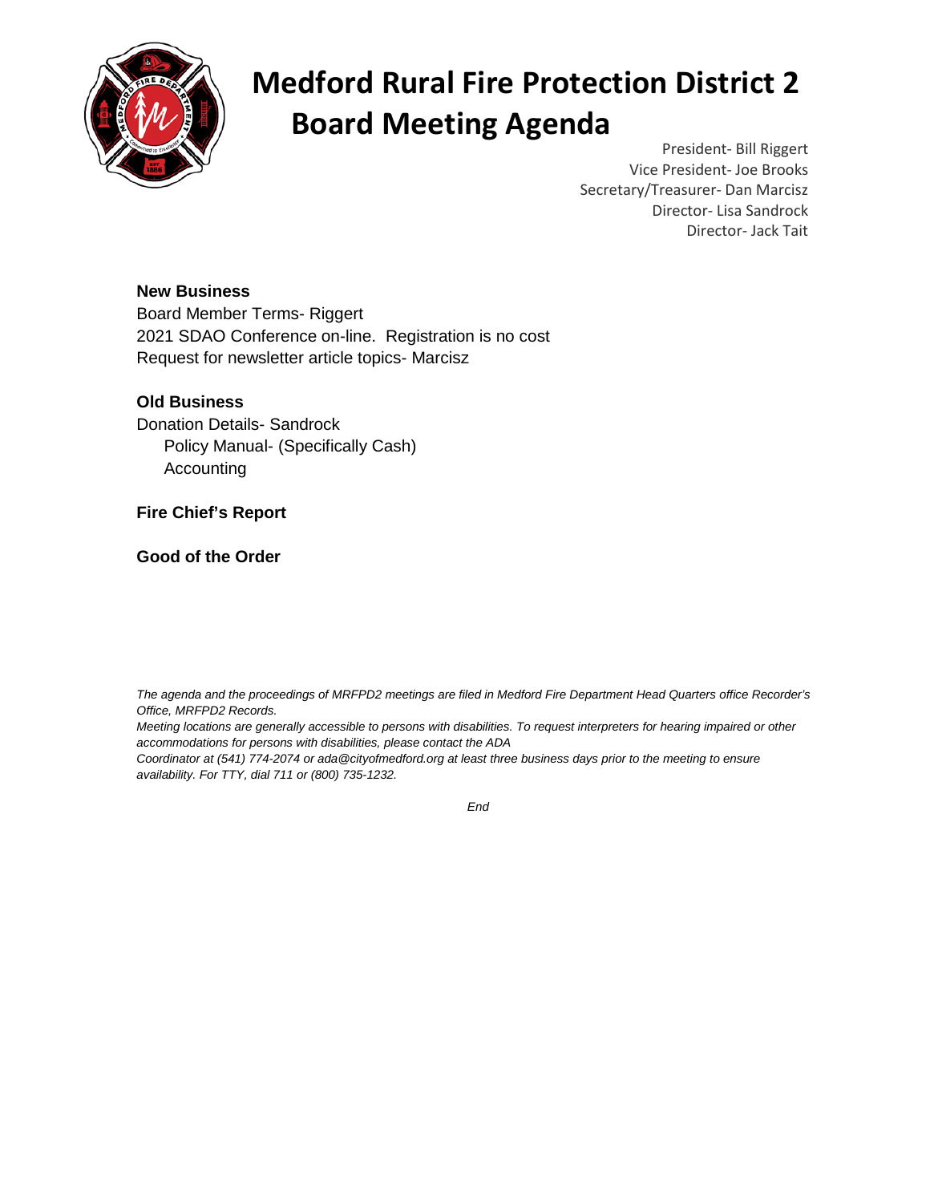# Medford Rural Fire Protection District 2
# Board Meeting Agenda

President- Bill Riggert
Vice President- Joe Brooks
Secretary/Treasurer- Dan Marcisz
Director- Lisa Sandrock
Director- Jack Tait

**New Business**

Board Member Terms- Riggert
2021 SDAO Conference on-line. Registration is no cost
Request for newsletter article topics- Marcisz

**Old Business**

Donation Details- Sandrock
- Policy Manual- (Specifically Cash)
- Accounting

**Fire Chief's Report**

**Good of the Order**

*The agenda and the proceedings of MRFPD2 meetings are filed in Medford Fire Department Head Quarters office Recorder's Office, MRFPD2 Records.*
*Meeting locations are generally accessible to persons with disabilities. To request interpreters for hearing impaired or other accommodations for persons with disabilities, please contact the ADA*
*Coordinator at (541) 774-2074 or ada@cityofmedford.org at least three business days prior to the meeting to ensure availability. For TTY, dial 711 or (800) 735-1232.*

*End*